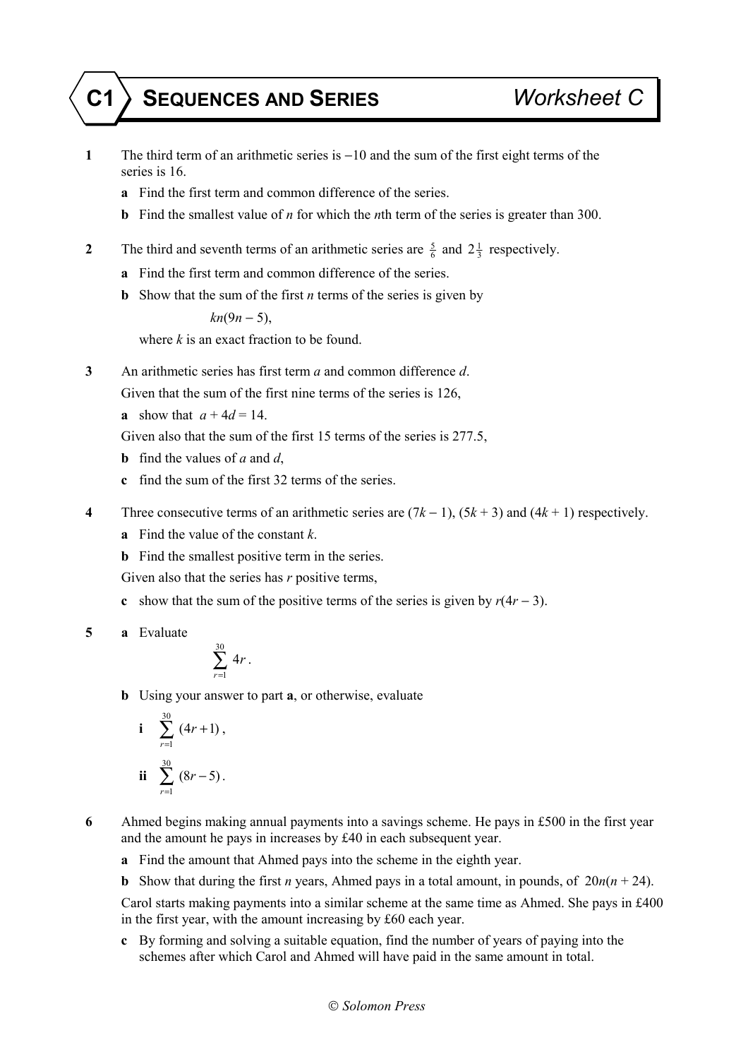# C1 SEQUENCES AND SERIES — Worksheet C

**1** The third term of an arithmetic series is $-10$ and the sum of the first eight terms of the series is 16.

**a** Find the first term and common difference of the series.

**b** Find the smallest value of $n$ for which the $n$th term of the series is greater than 300.

**2** The third and seventh terms of an arithmetic series are $\frac{5}{6}$ and $2\frac{1}{3}$ respectively.

**a** Find the first term and common difference of the series.

**b** Show that the sum of the first $n$ terms of the series is given by

$$kn(9n - 5),$$

where $k$ is an exact fraction to be found.

**3** An arithmetic series has first term $a$ and common difference $d$.

Given that the sum of the first nine terms of the series is 126,

**a** show that $a + 4d = 14$.

Given also that the sum of the first 15 terms of the series is 277.5,

**b** find the values of $a$ and $d$,

**c** find the sum of the first 32 terms of the series.

**4** Three consecutive terms of an arithmetic series are $(7k - 1)$, $(5k + 3)$ and $(4k + 1)$ respectively.

**a** Find the value of the constant $k$.

**b** Find the smallest positive term in the series.

Given also that the series has $r$ positive terms,

**c** show that the sum of the positive terms of the series is given by $r(4r - 3)$.

**5** **a** Evaluate

$$\sum_{r=1}^{30} 4r.$$

**b** Using your answer to part **a**, or otherwise, evaluate

**i** $\displaystyle\sum_{r=1}^{30} (4r + 1)$,

**ii** $\displaystyle\sum_{r=1}^{30} (8r - 5)$.

**6** Ahmed begins making annual payments into a savings scheme. He pays in £500 in the first year and the amount he pays in increases by £40 in each subsequent year.

**a** Find the amount that Ahmed pays into the scheme in the eighth year.

**b** Show that during the first $n$ years, Ahmed pays in a total amount, in pounds, of $20n(n + 24)$.

Carol starts making payments into a similar scheme at the same time as Ahmed. She pays in £400 in the first year, with the amount increasing by £60 each year.

**c** By forming and solving a suitable equation, find the number of years of paying into the schemes after which Carol and Ahmed will have paid in the same amount in total.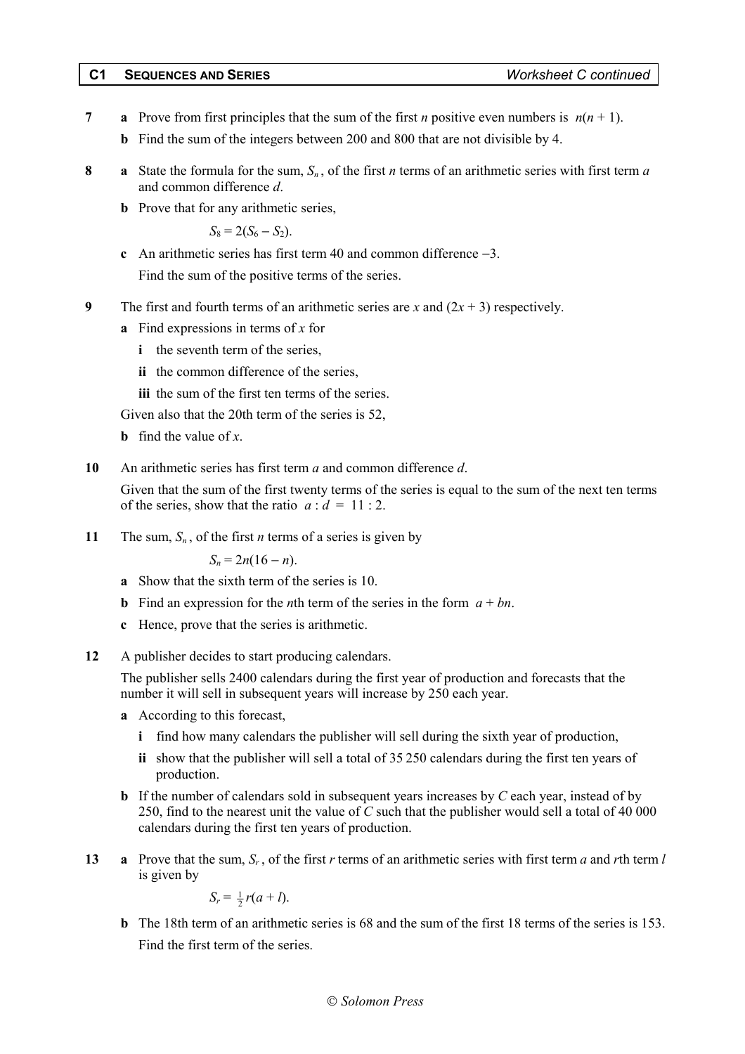**7** **a** Prove from first principles that the sum of the first $n$ positive even numbers is $n(n + 1)$.

**b** Find the sum of the integers between 200 and 800 that are not divisible by 4.

**8** **a** State the formula for the sum, $S_n$, of the first $n$ terms of an arithmetic series with first term $a$ and common difference $d$.

**b** Prove that for any arithmetic series,

$$S_8 = 2(S_6 - S_2).$$

**c** An arithmetic series has first term 40 and common difference $-3$.

Find the sum of the positive terms of the series.

**9** The first and fourth terms of an arithmetic series are $x$ and $(2x + 3)$ respectively.

**a** Find expressions in terms of $x$ for

**i** the seventh term of the series,

**ii** the common difference of the series,

**iii** the sum of the first ten terms of the series.

Given also that the 20th term of the series is 52,

**b** find the value of $x$.

**10** An arithmetic series has first term $a$ and common difference $d$.

Given that the sum of the first twenty terms of the series is equal to the sum of the next ten terms of the series, show that the ratio $a : d = 11 : 2$.

**11** The sum, $S_n$, of the first $n$ terms of a series is given by

$$S_n = 2n(16 - n).$$

**a** Show that the sixth term of the series is 10.

**b** Find an expression for the $n$th term of the series in the form $a + bn$.

**c** Hence, prove that the series is arithmetic.

**12** A publisher decides to start producing calendars.

The publisher sells 2400 calendars during the first year of production and forecasts that the number it will sell in subsequent years will increase by 250 each year.

**a** According to this forecast,

**i** find how many calendars the publisher will sell during the sixth year of production,

**ii** show that the publisher will sell a total of 35 250 calendars during the first ten years of production.

**b** If the number of calendars sold in subsequent years increases by $C$ each year, instead of by 250, find to the nearest unit the value of $C$ such that the publisher would sell a total of 40 000 calendars during the first ten years of production.

**13** **a** Prove that the sum, $S_r$, of the first $r$ terms of an arithmetic series with first term $a$ and $r$th term $l$ is given by

$$S_r = \tfrac{1}{2}r(a + l).$$

**b** The 18th term of an arithmetic series is 68 and the sum of the first 18 terms of the series is 153.

Find the first term of the series.